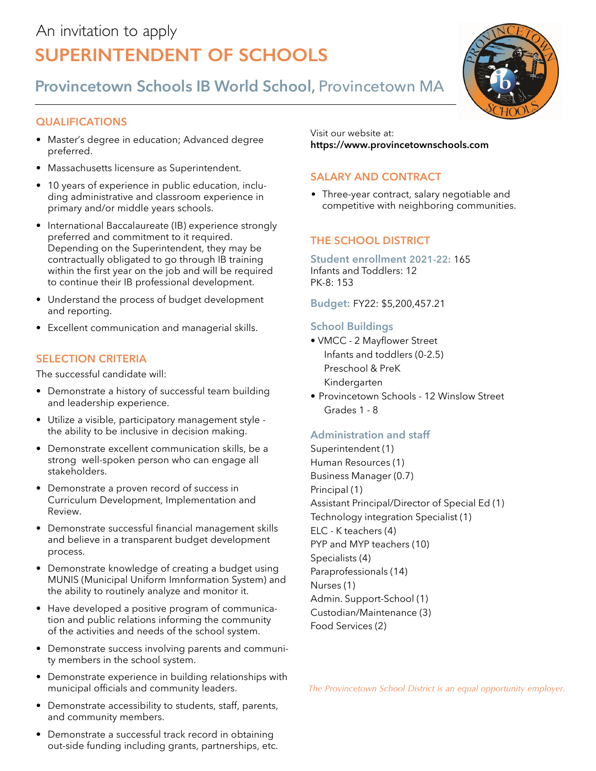An invitation to apply

# SUPERINTENDENT OF SCHOOLS

## Provincetown Schools IB World School, Provincetown MA

### QUALIFICATIONS

- Master's degree in education; Advanced degree preferred.
- Massachusetts licensure as Superintendent.
- 10 years of experience in public education, including administrative and classroom experience in primary and/or middle years schools.
- International Baccalaureate (IB) experience strongly preferred and commitment to it required. Depending on the Superintendent, they may be contractually obligated to go through IB training within the first year on the job and will be required to continue their IB professional development.
- Understand the process of budget development and reporting.
- Excellent communication and managerial skills.

### SELECTION CRITERIA

The successful candidate will:

- Demonstrate a history of successful team building and leadership experience.
- Utilize a visible, participatory management style - the ability to be inclusive in decision making.
- Demonstrate excellent communication skills, be a strong well-spoken person who can engage all stakeholders.
- Demonstrate a proven record of success in Curriculum Development, Implementation and Review.
- Demonstrate successful financial management skills and believe in a transparent budget development process.
- Demonstrate knowledge of creating a budget using MUNIS (Municipal Uniform Imnformation System) and the ability to routinely analyze and monitor it.
- Have developed a positive program of communication and public relations informing the community of the activities and needs of the school system.
- Demonstrate success involving parents and community members in the school system.
- Demonstrate experience in building relationships with municipal officials and community leaders.
- Demonstrate accessibility to students, staff, parents, and community members.
- Demonstrate a successful track record in obtaining out-side funding including grants, partnerships, etc.

Visit our website at:
**https://www.provincetownschools.com**

### SALARY AND CONTRACT

- Three-year contract, salary negotiable and competitive with neighboring communities.

### THE SCHOOL DISTRICT

**Student enrollment 2021-22:** 165
Infants and Toddlers: 12
PK-8: 153

**Budget:** FY22: $5,200,457.21

#### School Buildings

- VMCC - 2 Mayflower Street
  - Infants and toddlers (0-2.5)
  - Preschool & PreK
  - Kindergarten
- Provincetown Schools - 12 Winslow Street
  - Grades 1 - 8

#### Administration and staff

Superintendent (1)
Human Resources (1)
Business Manager (0.7)
Principal (1)
Assistant Principal/Director of Special Ed (1)
Technology integration Specialist (1)
ELC - K teachers (4)
PYP and MYP teachers (10)
Specialists (4)
Paraprofessionals (14)
Nurses (1)
Admin. Support-School (1)
Custodian/Maintenance (3)
Food Services (2)

*The Provincetown School District is an equal opportunity employer.*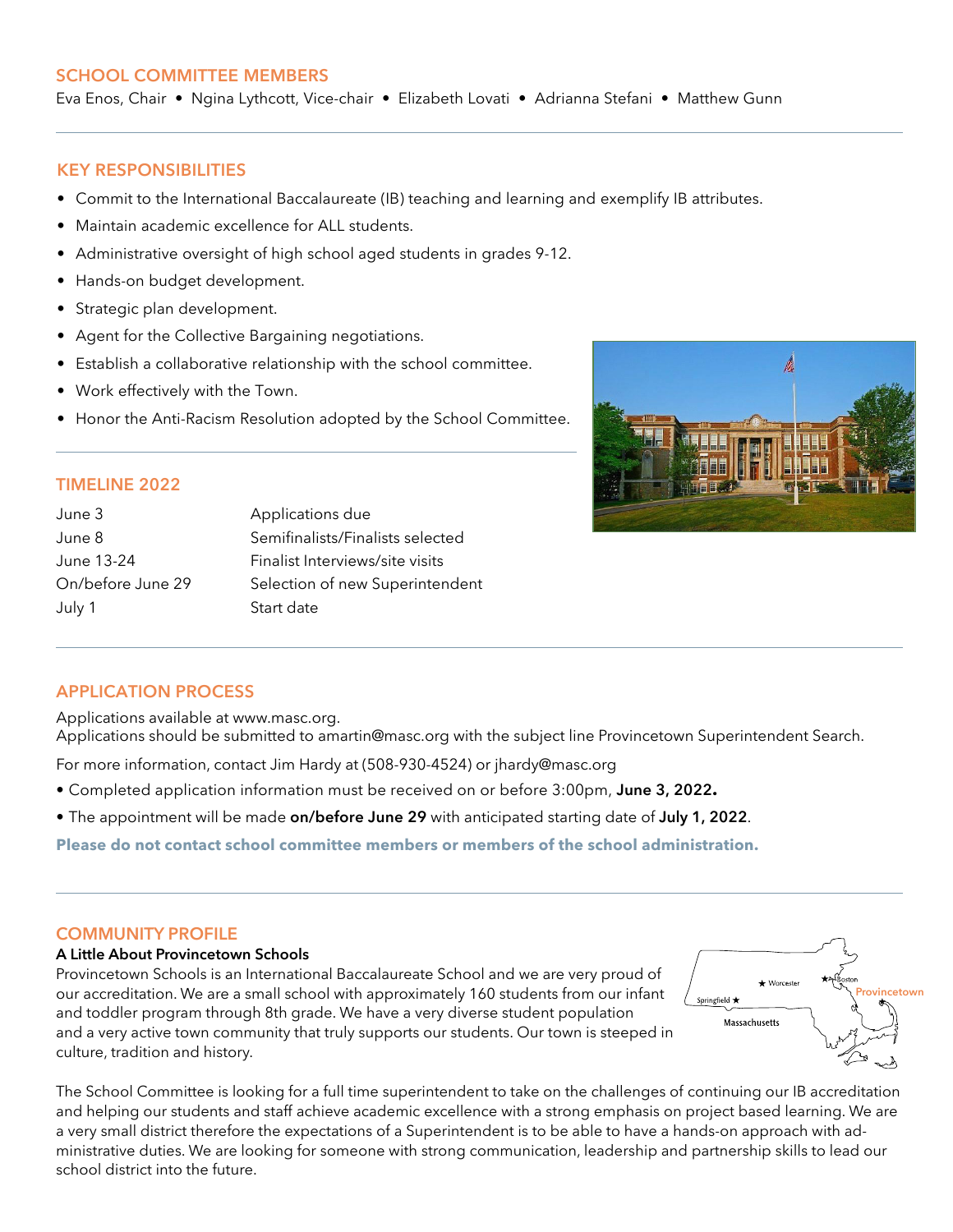## SCHOOL COMMITTEE MEMBERS

Eva Enos, Chair • Ngina Lythcott, Vice-chair • Elizabeth Lovati • Adrianna Stefani • Matthew Gunn

## KEY RESPONSIBILITIES

- Commit to the International Baccalaureate (IB) teaching and learning and exemplify IB attributes.
- Maintain academic excellence for ALL students.
- Administrative oversight of high school aged students in grades 9-12.
- Hands-on budget development.
- Strategic plan development.
- Agent for the Collective Bargaining negotiations.
- Establish a collaborative relationship with the school committee.
- Work effectively with the Town.
- Honor the Anti-Racism Resolution adopted by the School Committee.

## TIMELINE 2022

| | |
|---|---|
| June 3 | Applications due |
| June 8 | Semifinalists/Finalists selected |
| June 13-24 | Finalist Interviews/site visits |
| On/before June 29 | Selection of new Superintendent |
| July 1 | Start date |

## APPLICATION PROCESS

Applications available at www.masc.org.
Applications should be submitted to amartin@masc.org with the subject line Provincetown Superintendent Search.

For more information, contact Jim Hardy at (508-930-4524) or jhardy@masc.org

- Completed application information must be received on or before 3:00pm, **June 3, 2022.**
- The appointment will be made **on/before June 29** with anticipated starting date of **July 1, 2022**.

**Please do not contact school committee members or members of the school administration.**

## COMMUNITY PROFILE

### A Little About Provincetown Schools

Provincetown Schools is an International Baccalaureate School and we are very proud of our accreditation. We are a small school with approximately 160 students from our infant and toddler program through 8th grade. We have a very diverse student population and a very active town community that truly supports our students. Our town is steeped in culture, tradition and history.

Worcester
Boston
Springfield
Provincetown
Massachusetts

The School Committee is looking for a full time superintendent to take on the challenges of continuing our IB accreditation and helping our students and staff achieve academic excellence with a strong emphasis on project based learning. We are a very small district therefore the expectations of a Superintendent is to be able to have a hands-on approach with administrative duties. We are looking for someone with strong communication, leadership and partnership skills to lead our school district into the future.